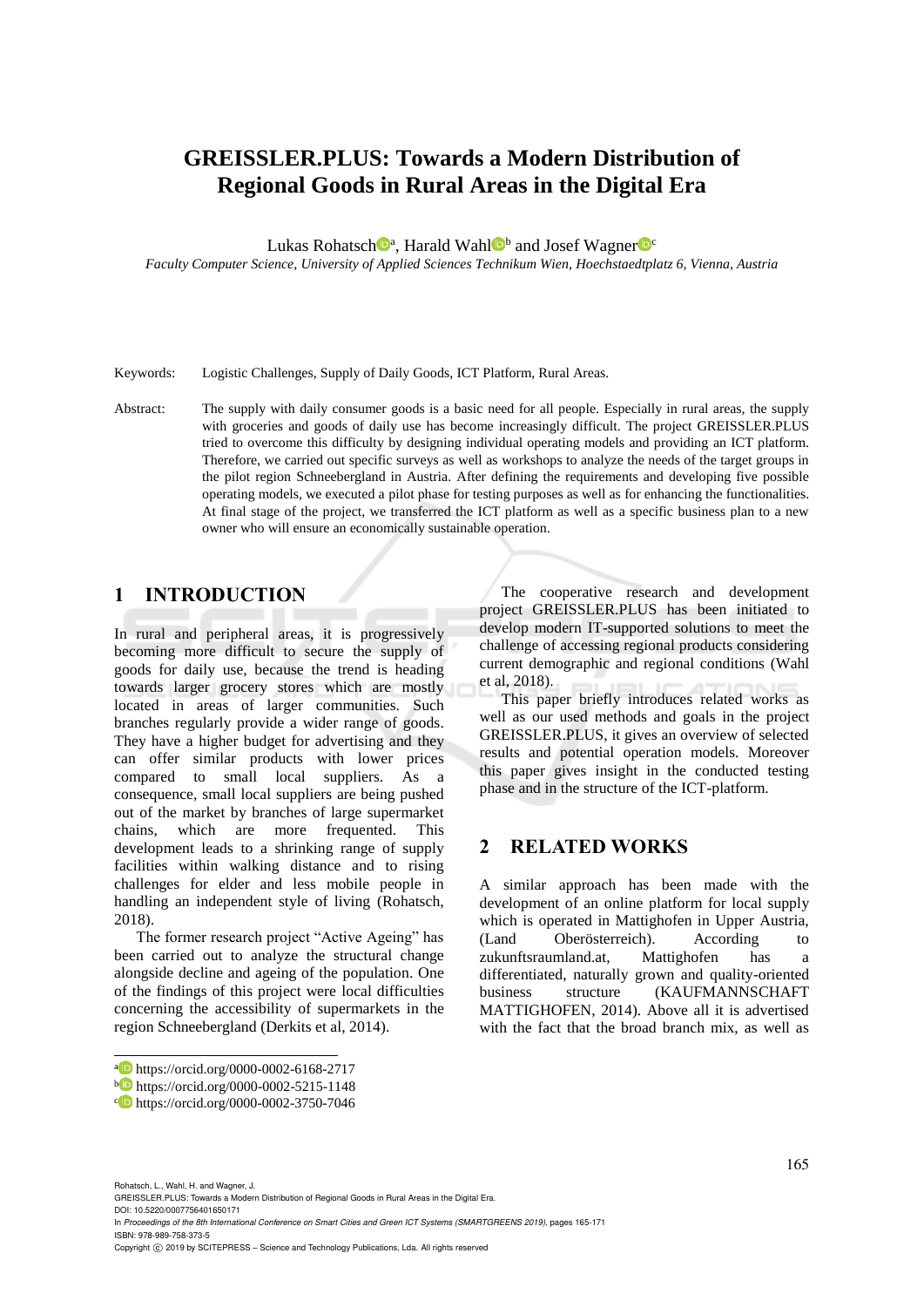# GREISSLER.PLUS: Towards a Modern Distribution of Regional Goods in Rural Areas in the Digital Era

Lukas Rohatsch[a], Harald Wahl[b] and Josef Wagner[c]

*Faculty Computer Science, University of Applied Sciences Technikum Wien, Hoechstaedtplatz 6, Vienna, Austria*

Keywords: Logistic Challenges, Supply of Daily Goods, ICT Platform, Rural Areas.

Abstract: The supply with daily consumer goods is a basic need for all people. Especially in rural areas, the supply with groceries and goods of daily use has become increasingly difficult. The project GREISSLER.PLUS tried to overcome this difficulty by designing individual operating models and providing an ICT platform. Therefore, we carried out specific surveys as well as workshops to analyze the needs of the target groups in the pilot region Schneebergland in Austria. After defining the requirements and developing five possible operating models, we executed a pilot phase for testing purposes as well as for enhancing the functionalities. At final stage of the project, we transferred the ICT platform as well as a specific business plan to a new owner who will ensure an economically sustainable operation.

## 1 INTRODUCTION

In rural and peripheral areas, it is progressively becoming more difficult to secure the supply of goods for daily use, because the trend is heading towards larger grocery stores which are mostly located in areas of larger communities. Such branches regularly provide a wider range of goods. They have a higher budget for advertising and they can offer similar products with lower prices compared to small local suppliers. As a consequence, small local suppliers are being pushed out of the market by branches of large supermarket chains, which are more frequented. This development leads to a shrinking range of supply facilities within walking distance and to rising challenges for elder and less mobile people in handling an independent style of living (Rohatsch, 2018).

The former research project "Active Ageing" has been carried out to analyze the structural change alongside decline and ageing of the population. One of the findings of this project were local difficulties concerning the accessibility of supermarkets in the region Schneebergland (Derkits et al, 2014).

The cooperative research and development project GREISSLER.PLUS has been initiated to develop modern IT-supported solutions to meet the challenge of accessing regional products considering current demographic and regional conditions (Wahl et al, 2018).

This paper briefly introduces related works as well as our used methods and goals in the project GREISSLER.PLUS, it gives an overview of selected results and potential operation models. Moreover this paper gives insight in the conducted testing phase and in the structure of the ICT-platform.

## 2 RELATED WORKS

A similar approach has been made with the development of an online platform for local supply which is operated in Mattighofen in Upper Austria, (Land Oberösterreich). According to zukunftsraumland.at, Mattighofen has a differentiated, naturally grown and quality-oriented business structure (KAUFMANNSCHAFT MATTIGHOFEN, 2014). Above all it is advertised with the fact that the broad branch mix, as well as

[a] https://orcid.org/0000-0002-6168-2717
[b] https://orcid.org/0000-0002-5215-1148
[c] https://orcid.org/0000-0002-3750-7046

Rohatsch, L., Wahl, H. and Wagner, J.
GREISSLER.PLUS: Towards a Modern Distribution of Regional Goods in Rural Areas in the Digital Era.
DOI: 10.5220/0007756401650171
In *Proceedings of the 8th International Conference on Smart Cities and Green ICT Systems (SMARTGREENS 2019)*, pages 165-171
ISBN: 978-989-758-373-5
Copyright © 2019 by SCITEPRESS – Science and Technology Publications, Lda. All rights reserved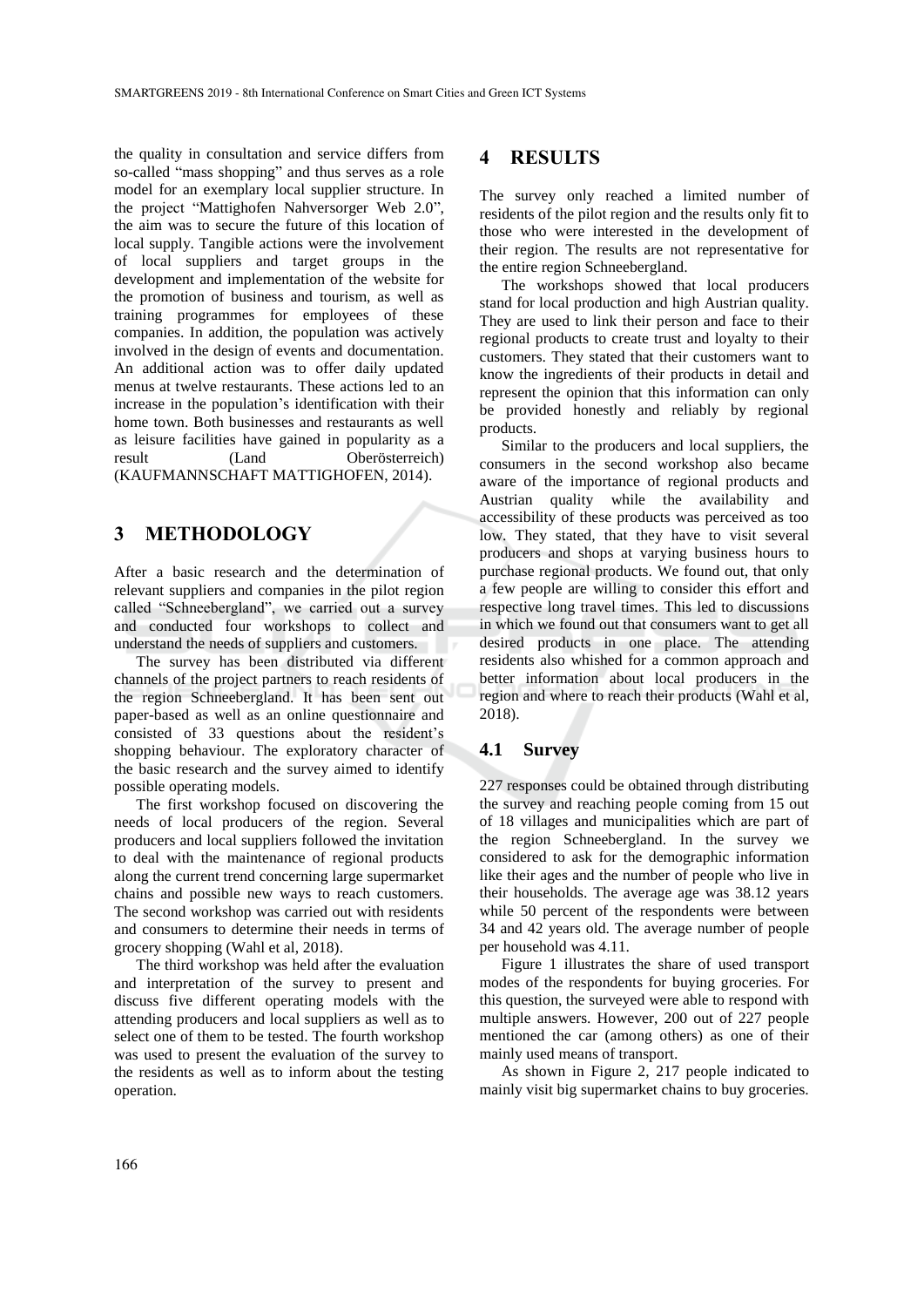the quality in consultation and service differs from so-called "mass shopping" and thus serves as a role model for an exemplary local supplier structure. In the project "Mattighofen Nahversorger Web 2.0", the aim was to secure the future of this location of local supply. Tangible actions were the involvement of local suppliers and target groups in the development and implementation of the website for the promotion of business and tourism, as well as training programmes for employees of these companies. In addition, the population was actively involved in the design of events and documentation. An additional action was to offer daily updated menus at twelve restaurants. These actions led to an increase in the population's identification with their home town. Both businesses and restaurants as well as leisure facilities have gained in popularity as a result (Land Oberösterreich) (KAUFMANNSCHAFT MATTIGHOFEN, 2014).

## 3 METHODOLOGY

After a basic research and the determination of relevant suppliers and companies in the pilot region called "Schneebergland", we carried out a survey and conducted four workshops to collect and understand the needs of suppliers and customers.

The survey has been distributed via different channels of the project partners to reach residents of the region Schneebergland. It has been sent out paper-based as well as an online questionnaire and consisted of 33 questions about the resident's shopping behaviour. The exploratory character of the basic research and the survey aimed to identify possible operating models.

The first workshop focused on discovering the needs of local producers of the region. Several producers and local suppliers followed the invitation to deal with the maintenance of regional products along the current trend concerning large supermarket chains and possible new ways to reach customers. The second workshop was carried out with residents and consumers to determine their needs in terms of grocery shopping (Wahl et al, 2018).

The third workshop was held after the evaluation and interpretation of the survey to present and discuss five different operating models with the attending producers and local suppliers as well as to select one of them to be tested. The fourth workshop was used to present the evaluation of the survey to the residents as well as to inform about the testing operation.

## 4 RESULTS

The survey only reached a limited number of residents of the pilot region and the results only fit to those who were interested in the development of their region. The results are not representative for the entire region Schneebergland.

The workshops showed that local producers stand for local production and high Austrian quality. They are used to link their person and face to their regional products to create trust and loyalty to their customers. They stated that their customers want to know the ingredients of their products in detail and represent the opinion that this information can only be provided honestly and reliably by regional products.

Similar to the producers and local suppliers, the consumers in the second workshop also became aware of the importance of regional products and Austrian quality while the availability and accessibility of these products was perceived as too low. They stated, that they have to visit several producers and shops at varying business hours to purchase regional products. We found out, that only a few people are willing to consider this effort and respective long travel times. This led to discussions in which we found out that consumers want to get all desired products in one place. The attending residents also whished for a common approach and better information about local producers in the region and where to reach their products (Wahl et al, 2018).

### 4.1 Survey

227 responses could be obtained through distributing the survey and reaching people coming from 15 out of 18 villages and municipalities which are part of the region Schneebergland. In the survey we considered to ask for the demographic information like their ages and the number of people who live in their households. The average age was 38.12 years while 50 percent of the respondents were between 34 and 42 years old. The average number of people per household was 4.11.

Figure 1 illustrates the share of used transport modes of the respondents for buying groceries. For this question, the surveyed were able to respond with multiple answers. However, 200 out of 227 people mentioned the car (among others) as one of their mainly used means of transport.

As shown in Figure 2, 217 people indicated to mainly visit big supermarket chains to buy groceries.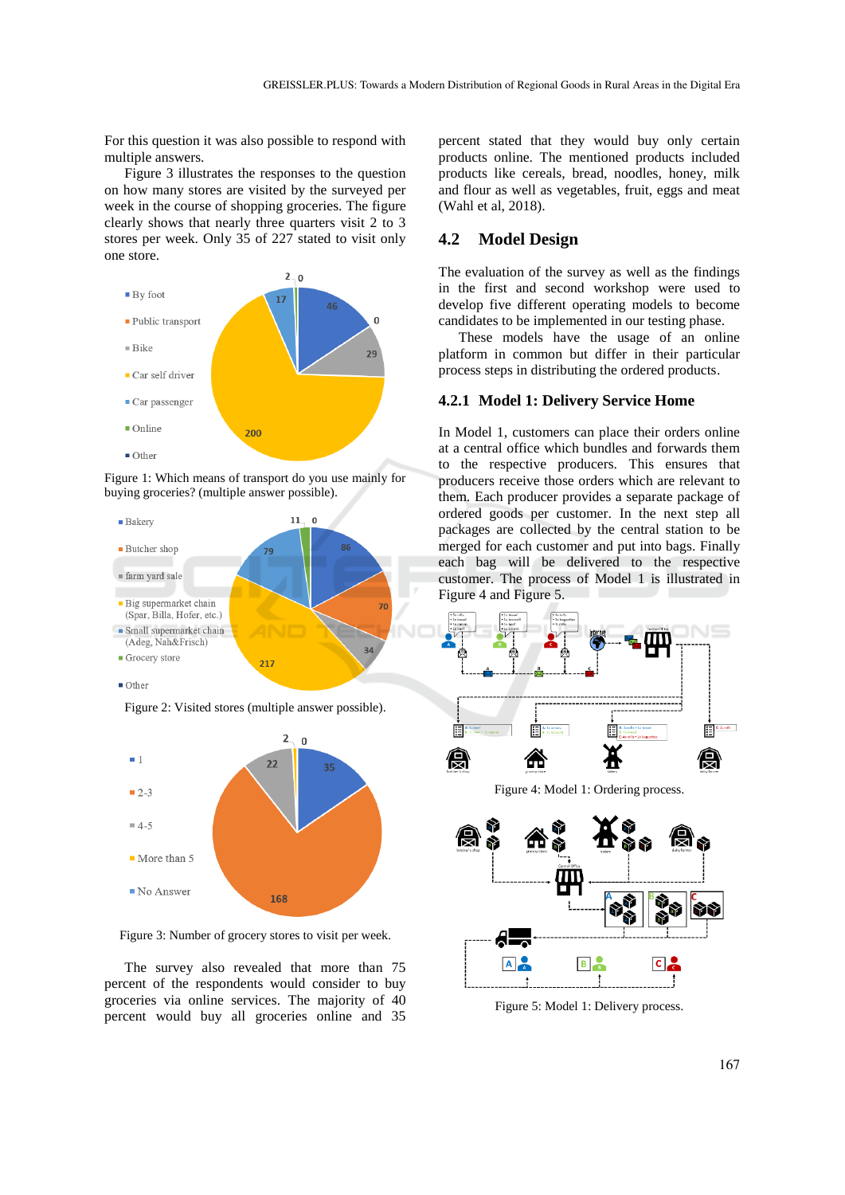For this question it was also possible to respond with multiple answers.

Figure 3 illustrates the responses to the question on how many stores are visited by the surveyed per week in the course of shopping groceries. The figure clearly shows that nearly three quarters visit 2 to 3 stores per week. Only 35 of 227 stated to visit only one store.

Figure 1: Which means of transport do you use mainly for buying groceries? (multiple answer possible).

Figure 2: Visited stores (multiple answer possible).

Figure 3: Number of grocery stores to visit per week.

The survey also revealed that more than 75 percent of the respondents would consider to buy groceries via online services. The majority of 40 percent would buy all groceries online and 35 percent stated that they would buy only certain products online. The mentioned products included products like cereals, bread, noodles, honey, milk and flour as well as vegetables, fruit, eggs and meat (Wahl et al, 2018).

## 4.2 Model Design

The evaluation of the survey as well as the findings in the first and second workshop were used to develop five different operating models to become candidates to be implemented in our testing phase.

These models have the usage of an online platform in common but differ in their particular process steps in distributing the ordered products.

### 4.2.1 Model 1: Delivery Service Home

In Model 1, customers can place their orders online at a central office which bundles and forwards them to the respective producers. This ensures that producers receive those orders which are relevant to them. Each producer provides a separate package of ordered goods per customer. In the next step all packages are collected by the central station to be merged for each customer and put into bags. Finally each bag will be delivered to the respective customer. The process of Model 1 is illustrated in Figure 4 and Figure 5.

Figure 4: Model 1: Ordering process.

Figure 5: Model 1: Delivery process.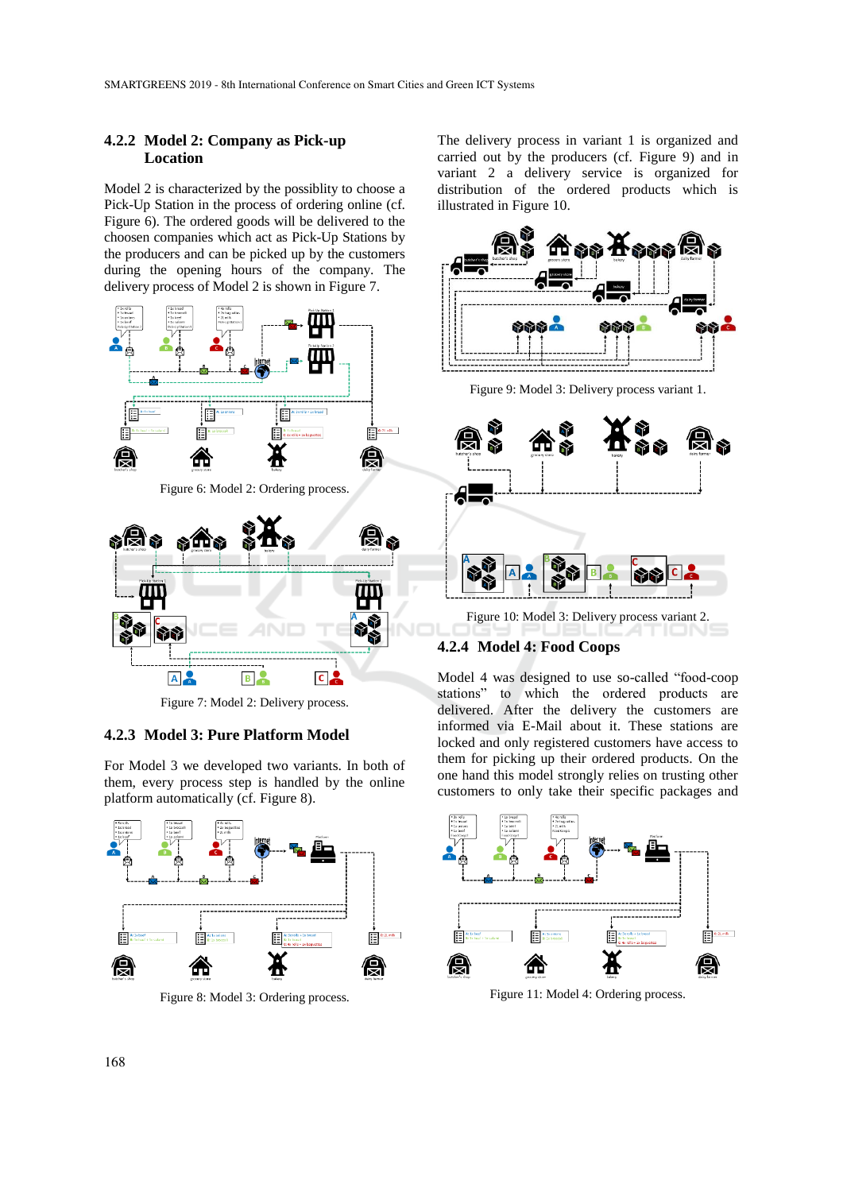### 4.2.2 Model 2: Company as Pick-up Location

Model 2 is characterized by the possiblity to choose a Pick-Up Station in the process of ordering online (cf. Figure 6). The ordered goods will be delivered to the choosen companies which act as Pick-Up Stations by the producers and can be picked up by the customers during the opening hours of the company. The delivery process of Model 2 is shown in Figure 7.

Figure 6: Model 2: Ordering process.

Figure 7: Model 2: Delivery process.

### 4.2.3 Model 3: Pure Platform Model

For Model 3 we developed two variants. In both of them, every process step is handled by the online platform automatically (cf. Figure 8).

Figure 8: Model 3: Ordering process.

The delivery process in variant 1 is organized and carried out by the producers (cf. Figure 9) and in variant 2 a delivery service is organized for distribution of the ordered products which is illustrated in Figure 10.

Figure 9: Model 3: Delivery process variant 1.

Figure 10: Model 3: Delivery process variant 2.

### 4.2.4 Model 4: Food Coops

Model 4 was designed to use so-called "food-coop stations" to which the ordered products are delivered. After the delivery the customers are informed via E-Mail about it. These stations are locked and only registered customers have access to them for picking up their ordered products. On the one hand this model strongly relies on trusting other customers to only take their specific packages and

Figure 11: Model 4: Ordering process.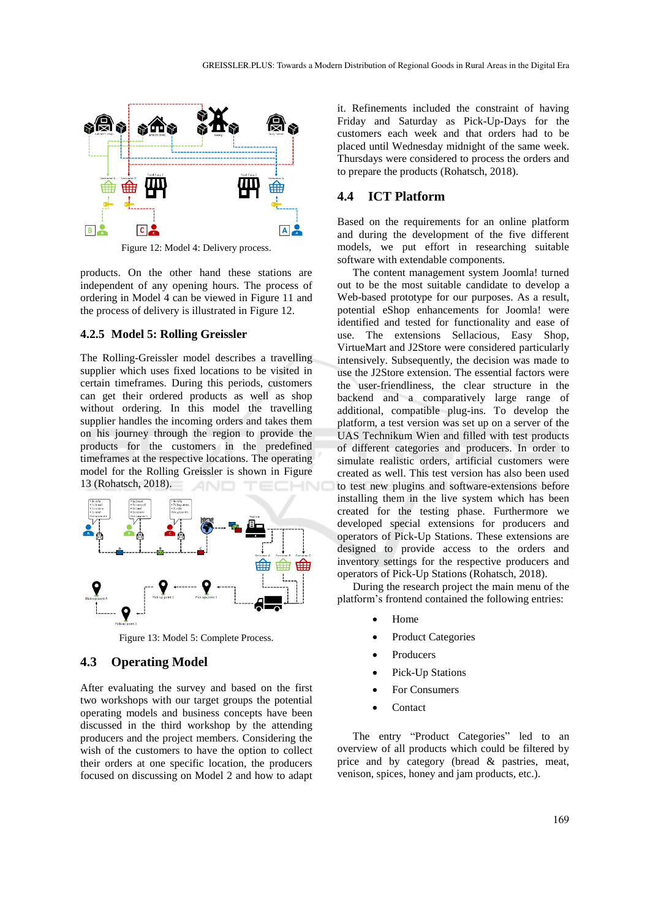Figure 12: Model 4: Delivery process.

products. On the other hand these stations are independent of any opening hours. The process of ordering in Model 4 can be viewed in Figure 11 and the process of delivery is illustrated in Figure 12.

### 4.2.5 Model 5: Rolling Greissler

The Rolling-Greissler model describes a travelling supplier which uses fixed locations to be visited in certain timeframes. During this periods, customers can get their ordered products as well as shop without ordering. In this model the travelling supplier handles the incoming orders and takes them on his journey through the region to provide the products for the customers in the predefined timeframes at the respective locations. The operating model for the Rolling Greissler is shown in Figure 13 (Rohatsch, 2018).

Figure 13: Model 5: Complete Process.

## 4.3 Operating Model

After evaluating the survey and based on the first two workshops with our target groups the potential operating models and business concepts have been discussed in the third workshop by the attending producers and the project members. Considering the wish of the customers to have the option to collect their orders at one specific location, the producers focused on discussing on Model 2 and how to adapt it. Refinements included the constraint of having Friday and Saturday as Pick-Up-Days for the customers each week and that orders had to be placed until Wednesday midnight of the same week. Thursdays were considered to process the orders and to prepare the products (Rohatsch, 2018).

## 4.4 ICT Platform

Based on the requirements for an online platform and during the development of the five different models, we put effort in researching suitable software with extendable components.

The content management system Joomla! turned out to be the most suitable candidate to develop a Web-based prototype for our purposes. As a result, potential eShop enhancements for Joomla! were identified and tested for functionality and ease of use. The extensions Sellacious, Easy Shop, VirtueMart and J2Store were considered particularly intensively. Subsequently, the decision was made to use the J2Store extension. The essential factors were the user-friendliness, the clear structure in the backend and a comparatively large range of additional, compatible plug-ins. To develop the platform, a test version was set up on a server of the UAS Technikum Wien and filled with test products of different categories and producers. In order to simulate realistic orders, artificial customers were created as well. This test version has also been used to test new plugins and software-extensions before installing them in the live system which has been created for the testing phase. Furthermore we developed special extensions for producers and operators of Pick-Up Stations. These extensions are designed to provide access to the orders and inventory settings for the respective producers and operators of Pick-Up Stations (Rohatsch, 2018).

During the research project the main menu of the platform's frontend contained the following entries:

- Home
- Product Categories
- Producers
- Pick-Up Stations
- For Consumers
- Contact

The entry "Product Categories" led to an overview of all products which could be filtered by price and by category (bread & pastries, meat, venison, spices, honey and jam products, etc.).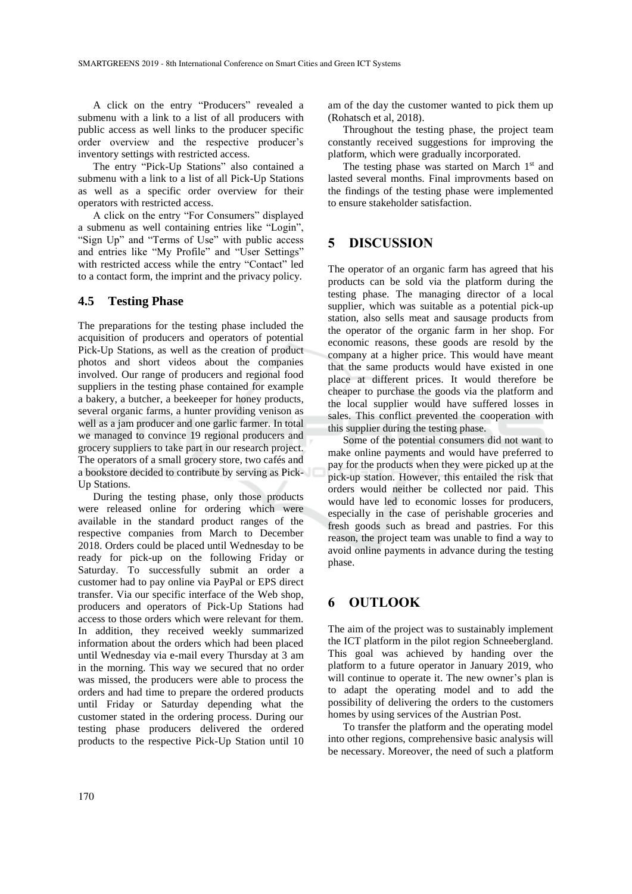A click on the entry "Producers" revealed a submenu with a link to a list of all producers with public access as well links to the producer specific order overview and the respective producer's inventory settings with restricted access.

The entry "Pick-Up Stations" also contained a submenu with a link to a list of all Pick-Up Stations as well as a specific order overview for their operators with restricted access.

A click on the entry "For Consumers" displayed a submenu as well containing entries like "Login", "Sign Up" and "Terms of Use" with public access and entries like "My Profile" and "User Settings" with restricted access while the entry "Contact" led to a contact form, the imprint and the privacy policy.

### 4.5 Testing Phase

The preparations for the testing phase included the acquisition of producers and operators of potential Pick-Up Stations, as well as the creation of product photos and short videos about the companies involved. Our range of producers and regional food suppliers in the testing phase contained for example a bakery, a butcher, a beekeeper for honey products, several organic farms, a hunter providing venison as well as a jam producer and one garlic farmer. In total we managed to convince 19 regional producers and grocery suppliers to take part in our research project. The operators of a small grocery store, two cafés and a bookstore decided to contribute by serving as Pick-Up Stations.

During the testing phase, only those products were released online for ordering which were available in the standard product ranges of the respective companies from March to December 2018. Orders could be placed until Wednesday to be ready for pick-up on the following Friday or Saturday. To successfully submit an order a customer had to pay online via PayPal or EPS direct transfer. Via our specific interface of the Web shop, producers and operators of Pick-Up Stations had access to those orders which were relevant for them. In addition, they received weekly summarized information about the orders which had been placed until Wednesday via e-mail every Thursday at 3 am in the morning. This way we secured that no order was missed, the producers were able to process the orders and had time to prepare the ordered products until Friday or Saturday depending what the customer stated in the ordering process. During our testing phase producers delivered the ordered products to the respective Pick-Up Station until 10 am of the day the customer wanted to pick them up (Rohatsch et al, 2018).

Throughout the testing phase, the project team constantly received suggestions for improving the platform, which were gradually incorporated.

The testing phase was started on March 1st and lasted several months. Final improvments based on the findings of the testing phase were implemented to ensure stakeholder satisfaction.

## 5 DISCUSSION

The operator of an organic farm has agreed that his products can be sold via the platform during the testing phase. The managing director of a local supplier, which was suitable as a potential pick-up station, also sells meat and sausage products from the operator of the organic farm in her shop. For economic reasons, these goods are resold by the company at a higher price. This would have meant that the same products would have existed in one place at different prices. It would therefore be cheaper to purchase the goods via the platform and the local supplier would have suffered losses in sales. This conflict prevented the cooperation with this supplier during the testing phase.

Some of the potential consumers did not want to make online payments and would have preferred to pay for the products when they were picked up at the pick-up station. However, this entailed the risk that orders would neither be collected nor paid. This would have led to economic losses for producers, especially in the case of perishable groceries and fresh goods such as bread and pastries. For this reason, the project team was unable to find a way to avoid online payments in advance during the testing phase.

## 6 OUTLOOK

The aim of the project was to sustainably implement the ICT platform in the pilot region Schneebergland. This goal was achieved by handing over the platform to a future operator in January 2019, who will continue to operate it. The new owner's plan is to adapt the operating model and to add the possibility of delivering the orders to the customers homes by using services of the Austrian Post.

To transfer the platform and the operating model into other regions, comprehensive basic analysis will be necessary. Moreover, the need of such a platform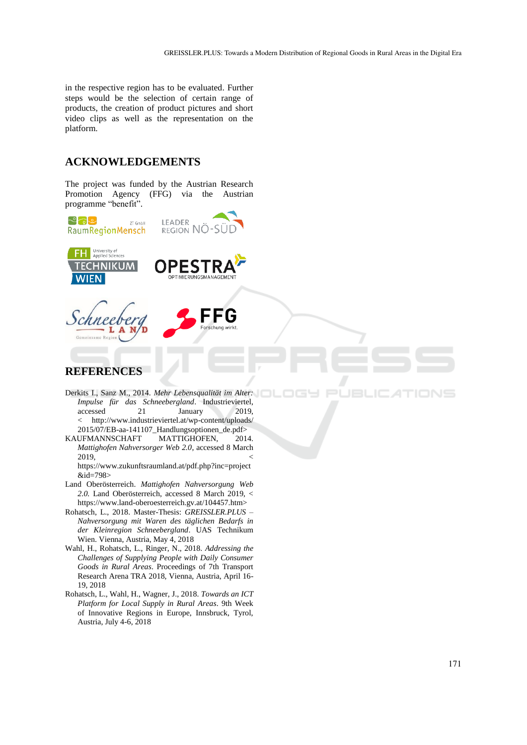in the respective region has to be evaluated. Further steps would be the selection of certain range of products, the creation of product pictures and short video clips as well as the representation on the platform.

## ACKNOWLEDGEMENTS

The project was funded by the Austrian Research Promotion Agency (FFG) via the Austrian programme "benefit".

## REFERENCES

Derkits I., Sanz M., 2014. *Mehr Lebensqualität im Alter: Impulse für das Schneebergland*. Industrieviertel, accessed 21 January 2019, < http://www.industrieviertel.at/wp-content/uploads/2015/07/EB-aa-141107_Handlungsoptionen_de.pdf>

KAUFMANNSCHAFT MATTIGHOFEN, 2014. *Mattighofen Nahversorger Web 2.0*, accessed 8 March 2019, < https://www.zukunftsraumland.at/pdf.php?inc=project&id=798>

Land Oberösterreich. *Mattighofen Nahversorgung Web 2.0.* Land Oberösterreich, accessed 8 March 2019, < https://www.land-oberoesterreich.gv.at/104457.htm>

Rohatsch, L., 2018. Master-Thesis: *GREISSLER.PLUS – Nahversorgung mit Waren des täglichen Bedarfs in der Kleinregion Schneebergland*. UAS Technikum Wien. Vienna, Austria, May 4, 2018

Wahl, H., Rohatsch, L., Ringer, N., 2018. *Addressing the Challenges of Supplying People with Daily Consumer Goods in Rural Areas*. Proceedings of 7th Transport Research Arena TRA 2018, Vienna, Austria, April 16-19, 2018

Rohatsch, L., Wahl, H., Wagner, J., 2018. *Towards an ICT Platform for Local Supply in Rural Areas*. 9th Week of Innovative Regions in Europe, Innsbruck, Tyrol, Austria, July 4-6, 2018